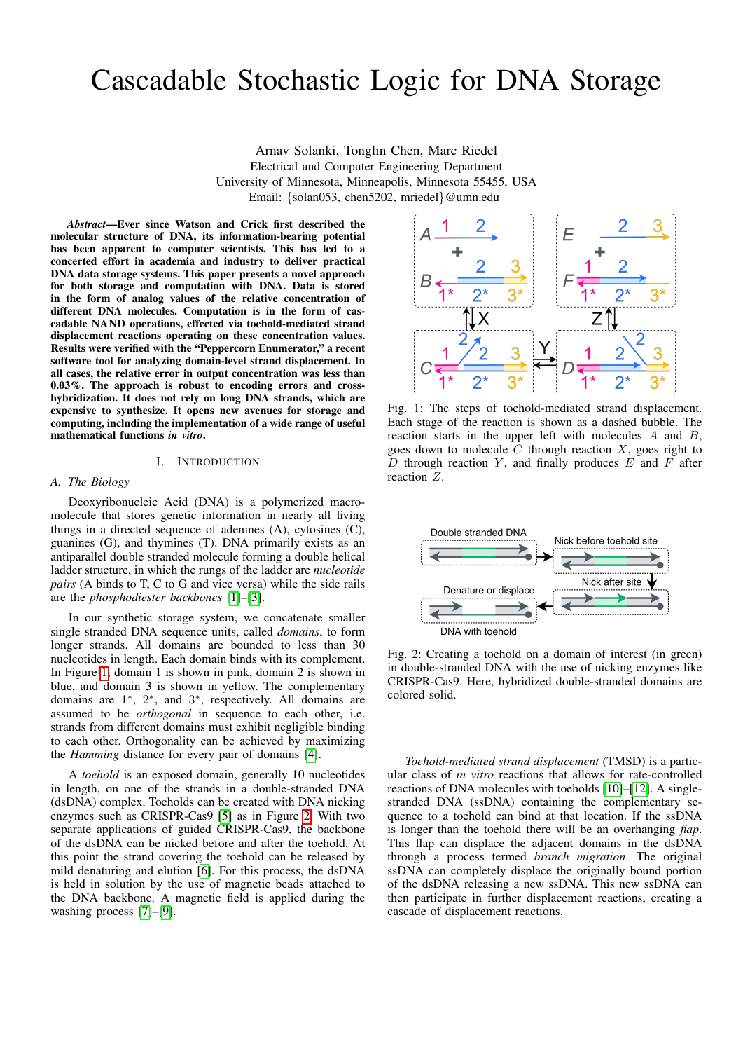# Cascadable Stochastic Logic for DNA Storage

Arnav Solanki, Tonglin Chen, Marc Riedel
Electrical and Computer Engineering Department
University of Minnesota, Minneapolis, Minnesota 55455, USA
Email: {solan053, chen5202, mriedel}@umn.edu

***Abstract*—Ever since Watson and Crick first described the molecular structure of DNA, its information-bearing potential has been apparent to computer scientists. This has led to a concerted effort in academia and industry to deliver practical DNA data storage systems. This paper presents a novel approach for both storage and computation with DNA. Data is stored in the form of analog values of the relative concentration of different DNA molecules. Computation is in the form of cascadable NAND operations, effected via toehold-mediated strand displacement reactions operating on these concentration values. Results were verified with the "Peppercorn Enumerator," a recent software tool for analyzing domain-level strand displacement. In all cases, the relative error in output concentration was less than 0.03%. The approach is robust to encoding errors and cross-hybridization. It does not rely on long DNA strands, which are expensive to synthesize. It opens new avenues for storage and computing, including the implementation of a wide range of useful mathematical functions *in vitro*.**

## I. Introduction

### A. The Biology

Deoxyribonucleic Acid (DNA) is a polymerized macromolecule that stores genetic information in nearly all living things in a directed sequence of adenines (A), cytosines (C), guanines (G), and thymines (T). DNA primarily exists as an antiparallel double stranded molecule forming a double helical ladder structure, in which the rungs of the ladder are *nucleotide pairs* (A binds to T, C to G and vice versa) while the side rails are the *phosphodiester backbones* [1]–[3].

In our synthetic storage system, we concatenate smaller single stranded DNA sequence units, called *domains*, to form longer strands. All domains are bounded to less than 30 nucleotides in length. Each domain binds with its complement. In Figure 1, domain 1 is shown in pink, domain 2 is shown in blue, and domain 3 is shown in yellow. The complementary domains are $1^*$, $2^*$, and $3^*$, respectively. All domains are assumed to be *orthogonal* in sequence to each other, i.e. strands from different domains must exhibit negligible binding to each other. Orthogonality can be achieved by maximizing the *Hamming* distance for every pair of domains [4].

A *toehold* is an exposed domain, generally 10 nucleotides in length, on one of the strands in a double-stranded DNA (dsDNA) complex. Toeholds can be created with DNA nicking enzymes such as CRISPR-Cas9 [5] as in Figure 2. With two separate applications of guided CRISPR-Cas9, the backbone of the dsDNA can be nicked before and after the toehold. At this point the strand covering the toehold can be released by mild denaturing and elution [6]. For this process, the dsDNA is held in solution by the use of magnetic beads attached to the DNA backbone. A magnetic field is applied during the washing process [7]–[9].

A 1 2
+
B 1* 2 2* 3 3*
X
C 1 2 1* 2 2* 3 3*
Y
D 1 2 1* 2 2* 3 3*
Z
E 2 3
+
F 1 2 1* 2* 3*

Fig. 1: The steps of toehold-mediated strand displacement. Each stage of the reaction is shown as a dashed bubble. The reaction starts in the upper left with molecules $A$ and $B$, goes down to molecule $C$ through reaction $X$, goes right to $D$ through reaction $Y$, and finally produces $E$ and $F$ after reaction $Z$.

Double stranded DNA
Nick before toehold site
Nick after site
Denature or displace
DNA with toehold

Fig. 2: Creating a toehold on a domain of interest (in green) in double-stranded DNA with the use of nicking enzymes like CRISPR-Cas9. Here, hybridized double-stranded domains are colored solid.

*Toehold-mediated strand displacement* (TMSD) is a particular class of *in vitro* reactions that allows for rate-controlled reactions of DNA molecules with toeholds [10]–[12]. A single-stranded DNA (ssDNA) containing the complementary sequence to a toehold can bind at that location. If the ssDNA is longer than the toehold there will be an overhanging *flap*. This flap can displace the adjacent domains in the dsDNA through a process termed *branch migration*. The original ssDNA can completely displace the originally bound portion of the dsDNA releasing a new ssDNA. This new ssDNA can then participate in further displacement reactions, creating a cascade of displacement reactions.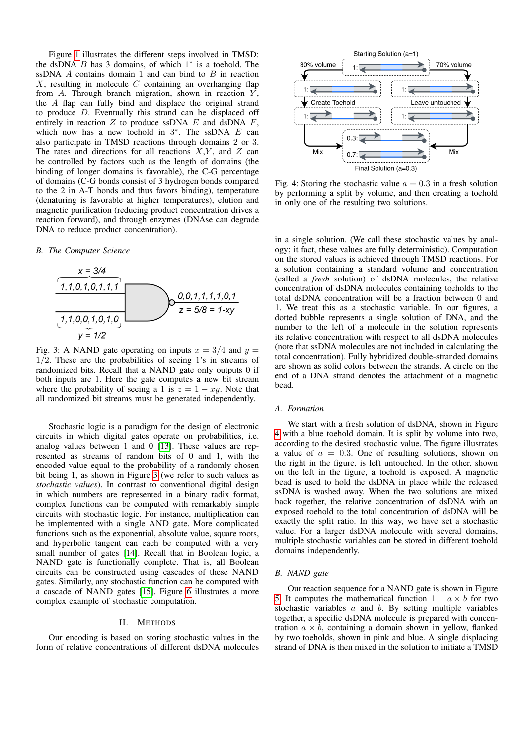Figure 1 illustrates the different steps involved in TMSD: the dsDNA $B$ has 3 domains, of which $1^*$ is a toehold. The ssDNA $A$ contains domain 1 and can bind to $B$ in reaction $X$, resulting in molecule $C$ containing an overhanging flap from $A$. Through branch migration, shown in reaction $Y$, the $A$ flap can fully bind and displace the original strand to produce $D$. Eventually this strand can be displaced off entirely in reaction $Z$ to produce ssDNA $E$ and dsDNA $F$, which now has a new toehold in $3^*$. The ssDNA $E$ can also participate in TMSD reactions through domains 2 or 3. The rates and directions for all reactions $X$,$Y$, and $Z$ can be controlled by factors such as the length of domains (the binding of longer domains is favorable), the C-G percentage of domains (C-G bonds consist of 3 hydrogen bonds compared to the 2 in A-T bonds and thus favors binding), temperature (denaturing is favorable at higher temperatures), elution and magnetic purification (reducing product concentration drives a reaction forward), and through enzymes (DNAse can degrade DNA to reduce product concentration).

### B. The Computer Science

x = 3/4
1,1,0,1,0,1,1,1
1,1,0,0,1,0,1,0
y = 1/2
0,0,1,1,1,1,0,1
z = 5/8 = 1-xy

Fig. 3: A NAND gate operating on inputs $x = 3/4$ and $y = 1/2$. These are the probabilities of seeing 1's in streams of randomized bits. Recall that a NAND gate only outputs 0 if both inputs are 1. Here the gate computes a new bit stream where the probability of seeing a 1 is $z = 1 - xy$. Note that all randomized bit streams must be generated independently.

Stochastic logic is a paradigm for the design of electronic circuits in which digital gates operate on probabilities, i.e. analog values between 1 and 0 [13]. These values are represented as streams of random bits of 0 and 1, with the encoded value equal to the probability of a randomly chosen bit being 1, as shown in Figure 3 (we refer to such values as *stochastic values*). In contrast to conventional digital design in which numbers are represented in a binary radix format, complex functions can be computed with remarkably simple circuits with stochastic logic. For instance, multiplication can be implemented with a single AND gate. More complicated functions such as the exponential, absolute value, square roots, and hyperbolic tangent can each be computed with a very small number of gates [14]. Recall that in Boolean logic, a NAND gate is functionally complete. That is, all Boolean circuits can be constructed using cascades of these NAND gates. Similarly, any stochastic function can be computed with a cascade of NAND gates [15]. Figure 6 illustrates a more complex example of stochastic computation.

## II. Methods

Our encoding is based on storing stochastic values in the form of relative concentrations of different dsDNA molecules

Starting Solution (a=1)
30% volume
70% volume
1:
1:
1:
Create Toehold
Leave untouched
1:
1:
0.3:
0.7:
Mix
Mix
Final Solution (a=0.3)

Fig. 4: Storing the stochastic value $a = 0.3$ in a fresh solution by performing a split by volume, and then creating a toehold in only one of the resulting two solutions.

in a single solution. (We call these stochastic values by analogy; it fact, these values are fully deterministic). Computation on the stored values is achieved through TMSD reactions. For a solution containing a standard volume and concentration (called a *fresh* solution) of dsDNA molecules, the relative concentration of dsDNA molecules containing toeholds to the total dsDNA concentration will be a fraction between 0 and 1. We treat this as a stochastic variable. In our figures, a dotted bubble represents a single solution of DNA, and the number to the left of a molecule in the solution represents its relative concentration with respect to all dsDNA molecules (note that ssDNA molecules are not included in calculating the total concentration). Fully hybridized double-stranded domains are shown as solid colors between the strands. A circle on the end of a DNA strand denotes the attachment of a magnetic bead.

### A. Formation

We start with a fresh solution of dsDNA, shown in Figure 4 with a blue toehold domain. It is split by volume into two, according to the desired stochastic value. The figure illustrates a value of $a = 0.3$. One of resulting solutions, shown on the right in the figure, is left untouched. In the other, shown on the left in the figure, a toehold is exposed. A magnetic bead is used to hold the dsDNA in place while the released ssDNA is washed away. When the two solutions are mixed back together, the relative concentration of dsDNA with an exposed toehold to the total concentration of dsDNA will be exactly the split ratio. In this way, we have set a stochastic value. For a larger dsDNA molecule with several domains, multiple stochastic variables can be stored in different toehold domains independently.

### B. NAND gate

Our reaction sequence for a NAND gate is shown in Figure 5. It computes the mathematical function $1 - a \times b$ for two stochastic variables $a$ and $b$. By setting multiple variables together, a specific dsDNA molecule is prepared with concentration $a \times b$, containing a domain shown in yellow, flanked by two toeholds, shown in pink and blue. A single displacing strand of DNA is then mixed in the solution to initiate a TMSD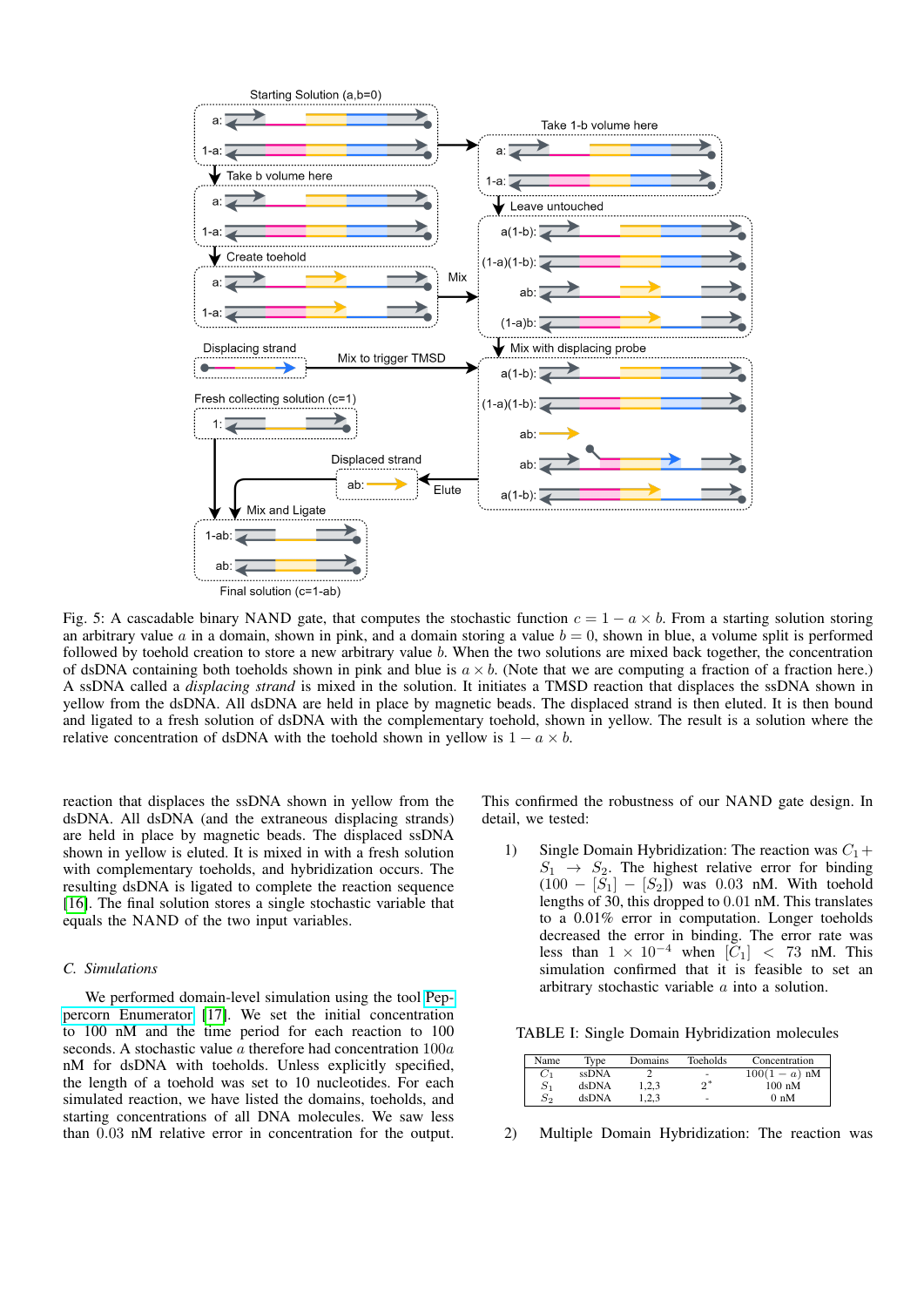Starting Solution (a,b=0)

a:

1-a:

Take b volume here

a:

1-a:

Create toehold

a:

1-a:

Mix

Take 1-b volume here

a:

1-a:

Leave untouched

a(1-b):

(1-a)(1-b):

ab:

(1-a)b:

Displacing strand

Mix to trigger TMSD

Mix with displacing probe

a(1-b):

(1-a)(1-b):

ab:

ab:

a(1-b):

Fresh collecting solution (c=1)

1:

Displaced strand

ab:

Elute

Mix and Ligate

1-ab:

ab:

Final solution (c=1-ab)

Fig. 5: A cascadable binary NAND gate, that computes the stochastic function $c = 1 - a \times b$. From a starting solution storing an arbitrary value $a$ in a domain, shown in pink, and a domain storing a value $b = 0$, shown in blue, a volume split is performed followed by toehold creation to store a new arbitrary value $b$. When the two solutions are mixed back together, the concentration of dsDNA containing both toeholds shown in pink and blue is $a \times b$. (Note that we are computing a fraction of a fraction here.) A ssDNA called a *displacing strand* is mixed in the solution. It initiates a TMSD reaction that displaces the ssDNA shown in yellow from the dsDNA. All dsDNA are held in place by magnetic beads. The displaced strand is then eluted. It is then bound and ligated to a fresh solution of dsDNA with the complementary toehold, shown in yellow. The result is a solution where the relative concentration of dsDNA with the toehold shown in yellow is $1 - a \times b$.

reaction that displaces the ssDNA shown in yellow from the dsDNA. All dsDNA (and the extraneous displacing strands) are held in place by magnetic beads. The displaced ssDNA shown in yellow is eluted. It is mixed in with a fresh solution with complementary toeholds, and hybridization occurs. The resulting dsDNA is ligated to complete the reaction sequence [16]. The final solution stores a single stochastic variable that equals the NAND of the two input variables.

### C. Simulations

We performed domain-level simulation using the tool Peppercorn Enumerator [17]. We set the initial concentration to 100 nM and the time period for each reaction to 100 seconds. A stochastic value $a$ therefore had concentration $100a$ nM for dsDNA with toeholds. Unless explicitly specified, the length of a toehold was set to 10 nucleotides. For each simulated reaction, we have listed the domains, toeholds, and starting concentrations of all DNA molecules. We saw less than 0.03 nM relative error in concentration for the output. This confirmed the robustness of our NAND gate design. In detail, we tested:

1) Single Domain Hybridization: The reaction was $C_1 + S_1 \rightarrow S_2$. The highest relative error for binding $(100 - [S_1] - [S_2])$ was 0.03 nM. With toehold lengths of 30, this dropped to 0.01 nM. This translates to a 0.01% error in computation. Longer toeholds decreased the error in binding. The error rate was less than $1 \times 10^{-4}$ when $[C_1] < 73$ nM. This simulation confirmed that it is feasible to set an arbitrary stochastic variable $a$ into a solution.

TABLE I: Single Domain Hybridization molecules

| Name | Type | Domains | Toeholds | Concentration |
|---|---|---|---|---|
| $C_1$ | ssDNA | 2 | - | $100(1-a)$ nM |
| $S_1$ | dsDNA | 1,2,3 | $2^*$ | 100 nM |
| $S_2$ | dsDNA | 1,2,3 | - | 0 nM |

2) Multiple Domain Hybridization: The reaction was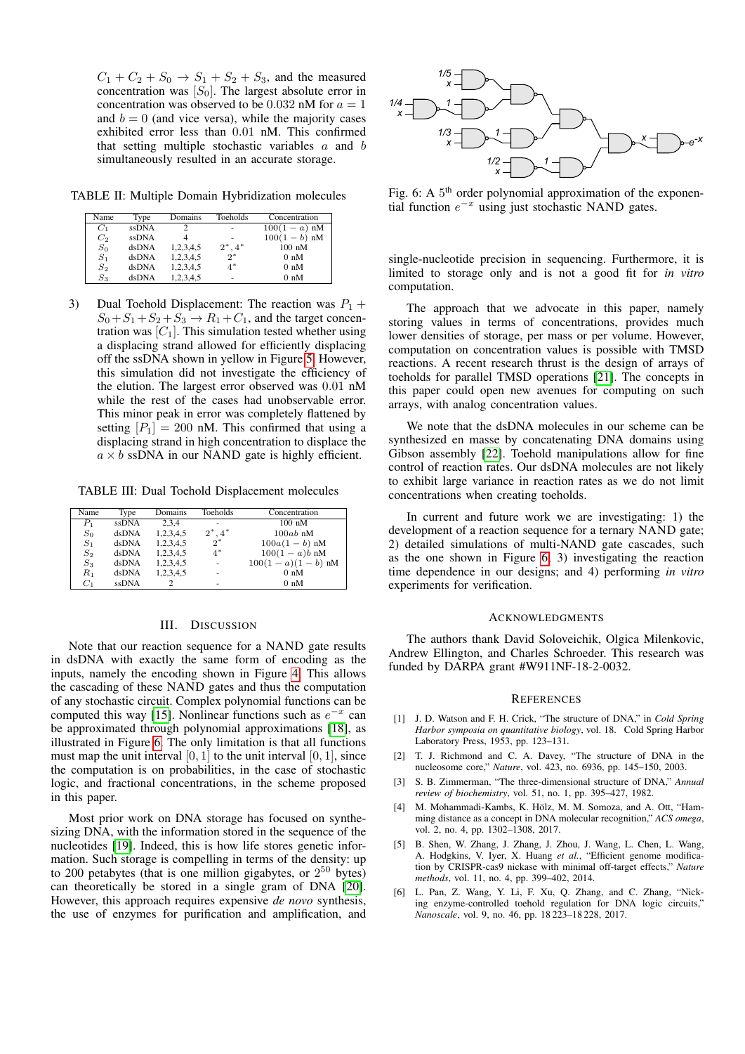$C_1 + C_2 + S_0 \rightarrow S_1 + S_2 + S_3$, and the measured concentration was $[S_0]$. The largest absolute error in concentration was observed to be 0.032 nM for $a = 1$ and $b = 0$ (and vice versa), while the majority cases exhibited error less than 0.01 nM. This confirmed that setting multiple stochastic variables $a$ and $b$ simultaneously resulted in an accurate storage.

TABLE II: Multiple Domain Hybridization molecules

| Name | Type | Domains | Toeholds | Concentration |
|---|---|---|---|---|
| $C_1$ | ssDNA | 2 | - | $100(1-a)$ nM |
| $C_2$ | ssDNA | 4 | - | $100(1-b)$ nM |
| $S_0$ | dsDNA | 1,2,3,4,5 | $2^*, 4^*$ | 100 nM |
| $S_1$ | dsDNA | 1,2,3,4,5 | $2^*$ | 0 nM |
| $S_2$ | dsDNA | 1,2,3,4,5 | $4^*$ | 0 nM |
| $S_3$ | dsDNA | 1,2,3,4,5 | - | 0 nM |

3) Dual Toehold Displacement: The reaction was $P_1 + S_0 + S_1 + S_2 + S_3 \rightarrow R_1 + C_1$, and the target concentration was $[C_1]$. This simulation tested whether using a displacing strand allowed for efficiently displacing off the ssDNA shown in yellow in Figure 5. However, this simulation did not investigate the efficiency of the elution. The largest error observed was 0.01 nM while the rest of the cases had unobservable error. This minor peak in error was completely flattened by setting $[P_1] = 200$ nM. This confirmed that using a displacing strand in high concentration to displace the $a \times b$ ssDNA in our NAND gate is highly efficient.

TABLE III: Dual Toehold Displacement molecules

| Name | Type | Domains | Toeholds | Concentration |
|---|---|---|---|---|
| $P_1$ | ssDNA | 2,3,4 | - | 100 nM |
| $S_0$ | dsDNA | 1,2,3,4,5 | $2^*, 4^*$ | $100ab$ nM |
| $S_1$ | dsDNA | 1,2,3,4,5 | $2^*$ | $100a(1-b)$ nM |
| $S_2$ | dsDNA | 1,2,3,4,5 | $4^*$ | $100(1-a)b$ nM |
| $S_3$ | dsDNA | 1,2,3,4,5 | - | $100(1-a)(1-b)$ nM |
| $R_1$ | dsDNA | 1,2,3,4,5 | - | 0 nM |
| $C_1$ | ssDNA | 2 | - | 0 nM |

## III. Discussion

Note that our reaction sequence for a NAND gate results in dsDNA with exactly the same form of encoding as the inputs, namely the encoding shown in Figure 4. This allows the cascading of these NAND gates and thus the computation of any stochastic circuit. Complex polynomial functions can be computed this way [15]. Nonlinear functions such as $e^{-x}$ can be approximated through polynomial approximations [18], as illustrated in Figure 6. The only limitation is that all functions must map the unit interval $[0, 1]$ to the unit interval $[0, 1]$, since the computation is on probabilities, in the case of stochastic logic, and fractional concentrations, in the scheme proposed in this paper.

Most prior work on DNA storage has focused on synthesizing DNA, with the information stored in the sequence of the nucleotides [19]. Indeed, this is how life stores genetic information. Such storage is compelling in terms of the density: up to 200 petabytes (that is one million gigabytes, or $2^{50}$ bytes) can theoretically be stored in a single gram of DNA [20]. However, this approach requires expensive *de novo* synthesis, the use of enzymes for purification and amplification, and

1/5
x
1/4
x
1
1/3
x
1
1/2
x
1
x
e^-x

Fig. 6: A 5th order polynomial approximation of the exponential function $e^{-x}$ using just stochastic NAND gates.

single-nucleotide precision in sequencing. Furthermore, it is limited to storage only and is not a good fit for *in vitro* computation.

The approach that we advocate in this paper, namely storing values in terms of concentrations, provides much lower densities of storage, per mass or per volume. However, computation on concentration values is possible with TMSD reactions. A recent research thrust is the design of arrays of toeholds for parallel TMSD operations [21]. The concepts in this paper could open new avenues for computing on such arrays, with analog concentration values.

We note that the dsDNA molecules in our scheme can be synthesized en masse by concatenating DNA domains using Gibson assembly [22]. Toehold manipulations allow for fine control of reaction rates. Our dsDNA molecules are not likely to exhibit large variance in reaction rates as we do not limit concentrations when creating toeholds.

In current and future work we are investigating: 1) the development of a reaction sequence for a ternary NAND gate; 2) detailed simulations of multi-NAND gate cascades, such as the one shown in Figure 6; 3) investigating the reaction time dependence in our designs; and 4) performing *in vitro* experiments for verification.

## Acknowledgments

The authors thank David Soloveichik, Olgica Milenkovic, Andrew Ellington, and Charles Schroeder. This research was funded by DARPA grant #W911NF-18-2-0032.

## References

[1] J. D. Watson and F. H. Crick, "The structure of DNA," in *Cold Spring Harbor symposia on quantitative biology*, vol. 18. Cold Spring Harbor Laboratory Press, 1953, pp. 123–131.

[2] T. J. Richmond and C. A. Davey, "The structure of DNA in the nucleosome core," *Nature*, vol. 423, no. 6936, pp. 145–150, 2003.

[3] S. B. Zimmerman, "The three-dimensional structure of DNA," *Annual review of biochemistry*, vol. 51, no. 1, pp. 395–427, 1982.

[4] M. Mohammadi-Kambs, K. Hölz, M. M. Somoza, and A. Ott, "Hamming distance as a concept in DNA molecular recognition," *ACS omega*, vol. 2, no. 4, pp. 1302–1308, 2017.

[5] B. Shen, W. Zhang, J. Zhang, J. Zhou, J. Wang, L. Chen, L. Wang, A. Hodgkins, V. Iyer, X. Huang *et al.*, "Efficient genome modification by CRISPR-cas9 nickase with minimal off-target effects," *Nature methods*, vol. 11, no. 4, pp. 399–402, 2014.

[6] L. Pan, Z. Wang, Y. Li, F. Xu, Q. Zhang, and C. Zhang, "Nicking enzyme-controlled toehold regulation for DNA logic circuits," *Nanoscale*, vol. 9, no. 46, pp. 18 223–18 228, 2017.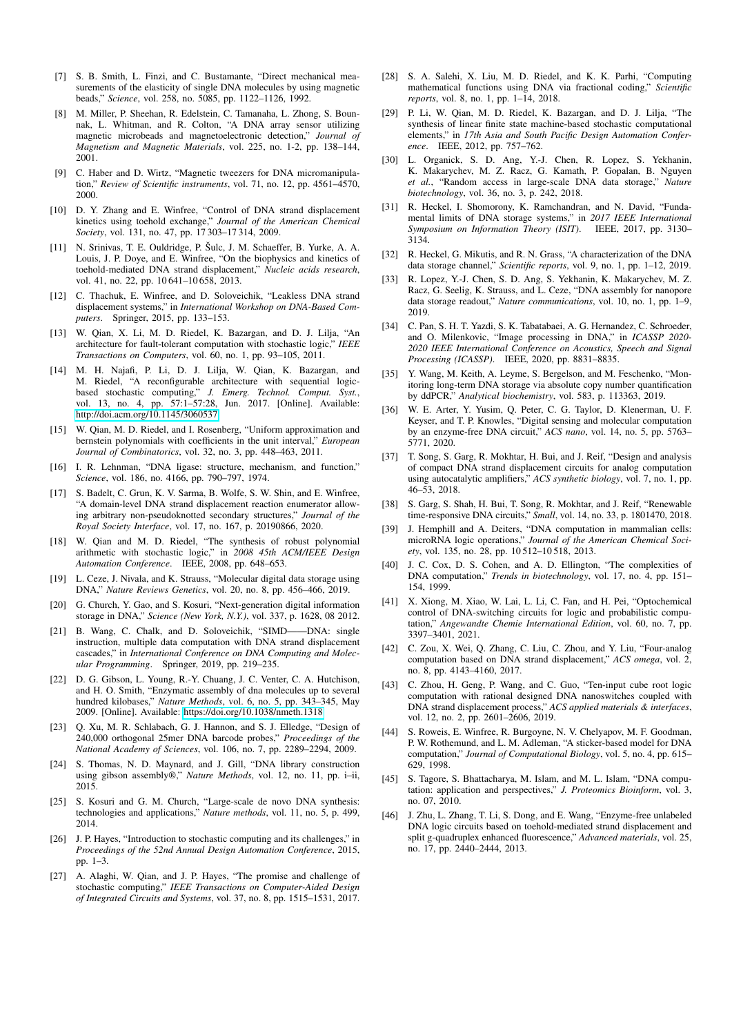[7] S. B. Smith, L. Finzi, and C. Bustamante, "Direct mechanical measurements of the elasticity of single DNA molecules by using magnetic beads," *Science*, vol. 258, no. 5085, pp. 1122–1126, 1992.

[8] M. Miller, P. Sheehan, R. Edelstein, C. Tamanaha, L. Zhong, S. Bounnak, L. Whitman, and R. Colton, "A DNA array sensor utilizing magnetic microbeads and magnetoelectronic detection," *Journal of Magnetism and Magnetic Materials*, vol. 225, no. 1-2, pp. 138–144, 2001.

[9] C. Haber and D. Wirtz, "Magnetic tweezers for DNA micromanipulation," *Review of Scientific instruments*, vol. 71, no. 12, pp. 4561–4570, 2000.

[10] D. Y. Zhang and E. Winfree, "Control of DNA strand displacement kinetics using toehold exchange," *Journal of the American Chemical Society*, vol. 131, no. 47, pp. 17 303–17 314, 2009.

[11] N. Srinivas, T. E. Ouldridge, P. Šulc, J. M. Schaeffer, B. Yurke, A. A. Louis, J. P. Doye, and E. Winfree, "On the biophysics and kinetics of toehold-mediated DNA strand displacement," *Nucleic acids research*, vol. 41, no. 22, pp. 10 641–10 658, 2013.

[12] C. Thachuk, E. Winfree, and D. Soloveichik, "Leakless DNA strand displacement systems," in *International Workshop on DNA-Based Computers*. Springer, 2015, pp. 133–153.

[13] W. Qian, X. Li, M. D. Riedel, K. Bazargan, and D. J. Lilja, "An architecture for fault-tolerant computation with stochastic logic," *IEEE Transactions on Computers*, vol. 60, no. 1, pp. 93–105, 2011.

[14] M. H. Najafi, P. Li, D. J. Lilja, W. Qian, K. Bazargan, and M. Riedel, "A reconfigurable architecture with sequential logic-based stochastic computing," *J. Emerg. Technol. Comput. Syst.*, vol. 13, no. 4, pp. 57:1–57:28, Jun. 2017. [Online]. Available: http://doi.acm.org/10.1145/3060537

[15] W. Qian, M. D. Riedel, and I. Rosenberg, "Uniform approximation and bernstein polynomials with coefficients in the unit interval," *European Journal of Combinatorics*, vol. 32, no. 3, pp. 448–463, 2011.

[16] I. R. Lehman, "DNA ligase: structure, mechanism, and function," *Science*, vol. 186, no. 4166, pp. 790–797, 1974.

[17] S. Badelt, C. Grun, K. V. Sarma, B. Wolfe, S. W. Shin, and E. Winfree, "A domain-level DNA strand displacement reaction enumerator allowing arbitrary non-pseudoknotted secondary structures," *Journal of the Royal Society Interface*, vol. 17, no. 167, p. 20190866, 2020.

[18] W. Qian and M. D. Riedel, "The synthesis of robust polynomial arithmetic with stochastic logic," in *2008 45th ACM/IEEE Design Automation Conference*. IEEE, 2008, pp. 648–653.

[19] L. Ceze, J. Nivala, and K. Strauss, "Molecular digital data storage using DNA," *Nature Reviews Genetics*, vol. 20, no. 8, pp. 456–466, 2019.

[20] G. Church, Y. Gao, and S. Kosuri, "Next-generation digital information storage in DNA," *Science (New York, N.Y.)*, vol. 337, p. 1628, 08 2012.

[21] B. Wang, C. Chalk, and D. Soloveichik, "SIMD——DNA: single instruction, multiple data computation with DNA strand displacement cascades," in *International Conference on DNA Computing and Molecular Programming*. Springer, 2019, pp. 219–235.

[22] D. G. Gibson, L. Young, R.-Y. Chuang, J. C. Venter, C. A. Hutchison, and H. O. Smith, "Enzymatic assembly of dna molecules up to several hundred kilobases," *Nature Methods*, vol. 6, no. 5, pp. 343–345, May 2009. [Online]. Available: https://doi.org/10.1038/nmeth.1318

[23] Q. Xu, M. R. Schlabach, G. J. Hannon, and S. J. Elledge, "Design of 240,000 orthogonal 25mer DNA barcode probes," *Proceedings of the National Academy of Sciences*, vol. 106, no. 7, pp. 2289–2294, 2009.

[24] S. Thomas, N. D. Maynard, and J. Gill, "DNA library construction using gibson assembly®," *Nature Methods*, vol. 12, no. 11, pp. i–ii, 2015.

[25] S. Kosuri and G. M. Church, "Large-scale de novo DNA synthesis: technologies and applications," *Nature methods*, vol. 11, no. 5, p. 499, 2014.

[26] J. P. Hayes, "Introduction to stochastic computing and its challenges," in *Proceedings of the 52nd Annual Design Automation Conference*, 2015, pp. 1–3.

[27] A. Alaghi, W. Qian, and J. P. Hayes, "The promise and challenge of stochastic computing," *IEEE Transactions on Computer-Aided Design of Integrated Circuits and Systems*, vol. 37, no. 8, pp. 1515–1531, 2017.

[28] S. A. Salehi, X. Liu, M. D. Riedel, and K. K. Parhi, "Computing mathematical functions using DNA via fractional coding," *Scientific reports*, vol. 8, no. 1, pp. 1–14, 2018.

[29] P. Li, W. Qian, M. D. Riedel, K. Bazargan, and D. J. Lilja, "The synthesis of linear finite state machine-based stochastic computational elements," in *17th Asia and South Pacific Design Automation Conference*. IEEE, 2012, pp. 757–762.

[30] L. Organick, S. D. Ang, Y.-J. Chen, R. Lopez, S. Yekhanin, K. Makarychev, M. Z. Racz, G. Kamath, P. Gopalan, B. Nguyen *et al.*, "Random access in large-scale DNA data storage," *Nature biotechnology*, vol. 36, no. 3, p. 242, 2018.

[31] R. Heckel, I. Shomorony, K. Ramchandran, and N. David, "Fundamental limits of DNA storage systems," in *2017 IEEE International Symposium on Information Theory (ISIT)*. IEEE, 2017, pp. 3130–3134.

[32] R. Heckel, G. Mikutis, and R. N. Grass, "A characterization of the DNA data storage channel," *Scientific reports*, vol. 9, no. 1, pp. 1–12, 2019.

[33] R. Lopez, Y.-J. Chen, S. D. Ang, S. Yekhanin, K. Makarychev, M. Z. Racz, G. Seelig, K. Strauss, and L. Ceze, "DNA assembly for nanopore data storage readout," *Nature communications*, vol. 10, no. 1, pp. 1–9, 2019.

[34] C. Pan, S. H. T. Yazdi, S. K. Tabatabaei, A. G. Hernandez, C. Schroeder, and O. Milenkovic, "Image processing in DNA," in *ICASSP 2020-2020 IEEE International Conference on Acoustics, Speech and Signal Processing (ICASSP)*. IEEE, 2020, pp. 8831–8835.

[35] Y. Wang, M. Keith, A. Leyme, S. Bergelson, and M. Feschenko, "Monitoring long-term DNA storage via absolute copy number quantification by ddPCR," *Analytical biochemistry*, vol. 583, p. 113363, 2019.

[36] W. E. Arter, Y. Yusim, Q. Peter, C. G. Taylor, D. Klenerman, U. F. Keyser, and T. P. Knowles, "Digital sensing and molecular computation by an enzyme-free DNA circuit," *ACS nano*, vol. 14, no. 5, pp. 5763–5771, 2020.

[37] T. Song, S. Garg, R. Mokhtar, H. Bui, and J. Reif, "Design and analysis of compact DNA strand displacement circuits for analog computation using autocatalytic amplifiers," *ACS synthetic biology*, vol. 7, no. 1, pp. 46–53, 2018.

[38] S. Garg, S. Shah, H. Bui, T. Song, R. Mokhtar, and J. Reif, "Renewable time-responsive DNA circuits," *Small*, vol. 14, no. 33, p. 1801470, 2018.

[39] J. Hemphill and A. Deiters, "DNA computation in mammalian cells: microRNA logic operations," *Journal of the American Chemical Society*, vol. 135, no. 28, pp. 10 512–10 518, 2013.

[40] J. C. Cox, D. S. Cohen, and A. D. Ellington, "The complexities of DNA computation," *Trends in biotechnology*, vol. 17, no. 4, pp. 151–154, 1999.

[41] X. Xiong, M. Xiao, W. Lai, L. Li, C. Fan, and H. Pei, "Optochemical control of DNA-switching circuits for logic and probabilistic computation," *Angewandte Chemie International Edition*, vol. 60, no. 7, pp. 3397–3401, 2021.

[42] C. Zou, X. Wei, Q. Zhang, C. Liu, C. Zhou, and Y. Liu, "Four-analog computation based on DNA strand displacement," *ACS omega*, vol. 2, no. 8, pp. 4143–4160, 2017.

[43] C. Zhou, H. Geng, P. Wang, and C. Guo, "Ten-input cube root logic computation with rational designed DNA nanoswitches coupled with DNA strand displacement process," *ACS applied materials & interfaces*, vol. 12, no. 2, pp. 2601–2606, 2019.

[44] S. Roweis, E. Winfree, R. Burgoyne, N. V. Chelyapov, M. F. Goodman, P. W. Rothemund, and L. M. Adleman, "A sticker-based model for DNA computation," *Journal of Computational Biology*, vol. 5, no. 4, pp. 615–629, 1998.

[45] S. Tagore, S. Bhattacharya, M. Islam, and M. L. Islam, "DNA computation: application and perspectives," *J. Proteomics Bioinform*, vol. 3, no. 07, 2010.

[46] J. Zhu, L. Zhang, T. Li, S. Dong, and E. Wang, "Enzyme-free unlabeled DNA logic circuits based on toehold-mediated strand displacement and split g-quadruplex enhanced fluorescence," *Advanced materials*, vol. 25, no. 17, pp. 2440–2444, 2013.